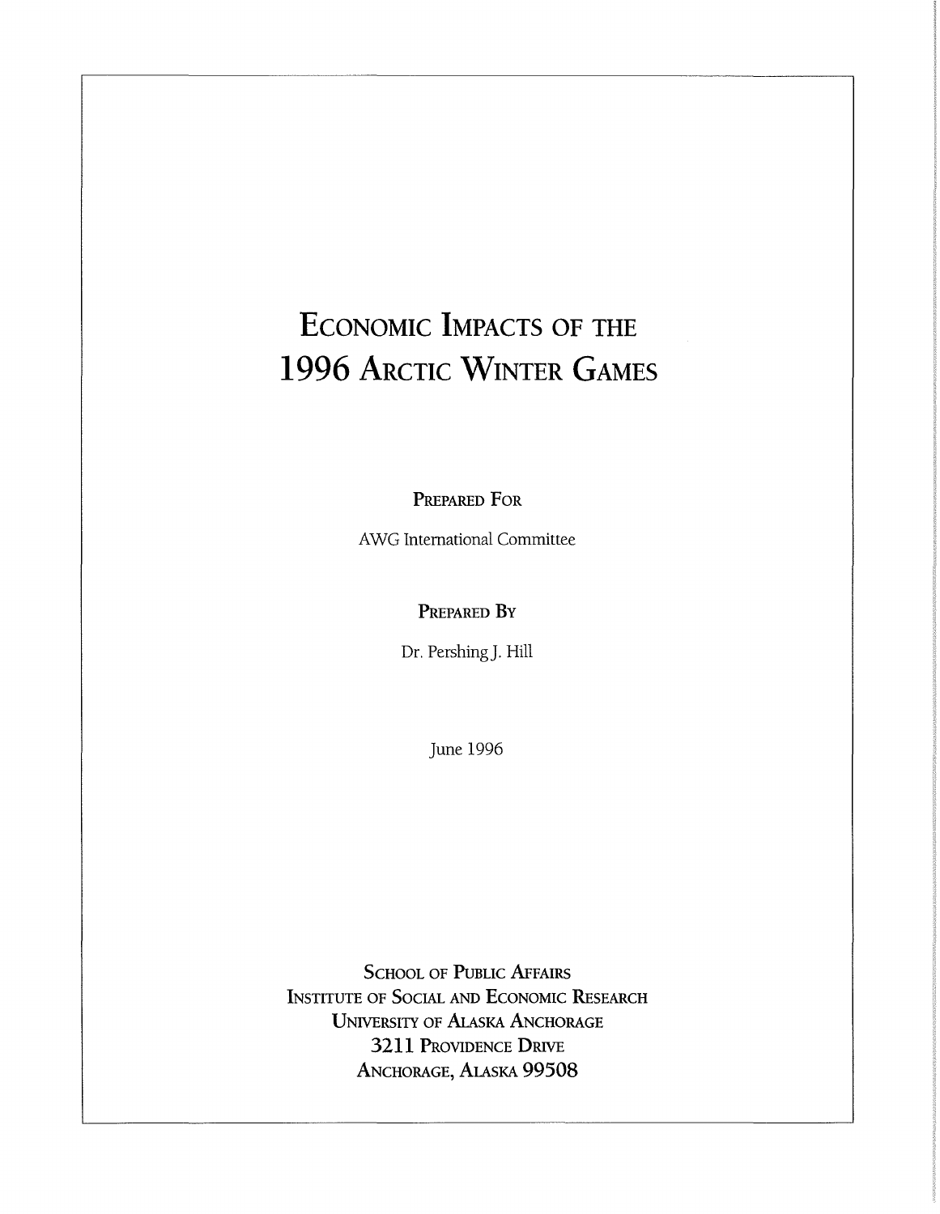# Economic Impacts of the 1996 Arctic Winter Games

**Prepared For**

AWG International Committee

**Prepared By**

Dr. Pershing J. Hill

June 1996

School of Public Affairs
Institute of Social and Economic Research
University of Alaska Anchorage
3211 Providence Drive
Anchorage, Alaska 99508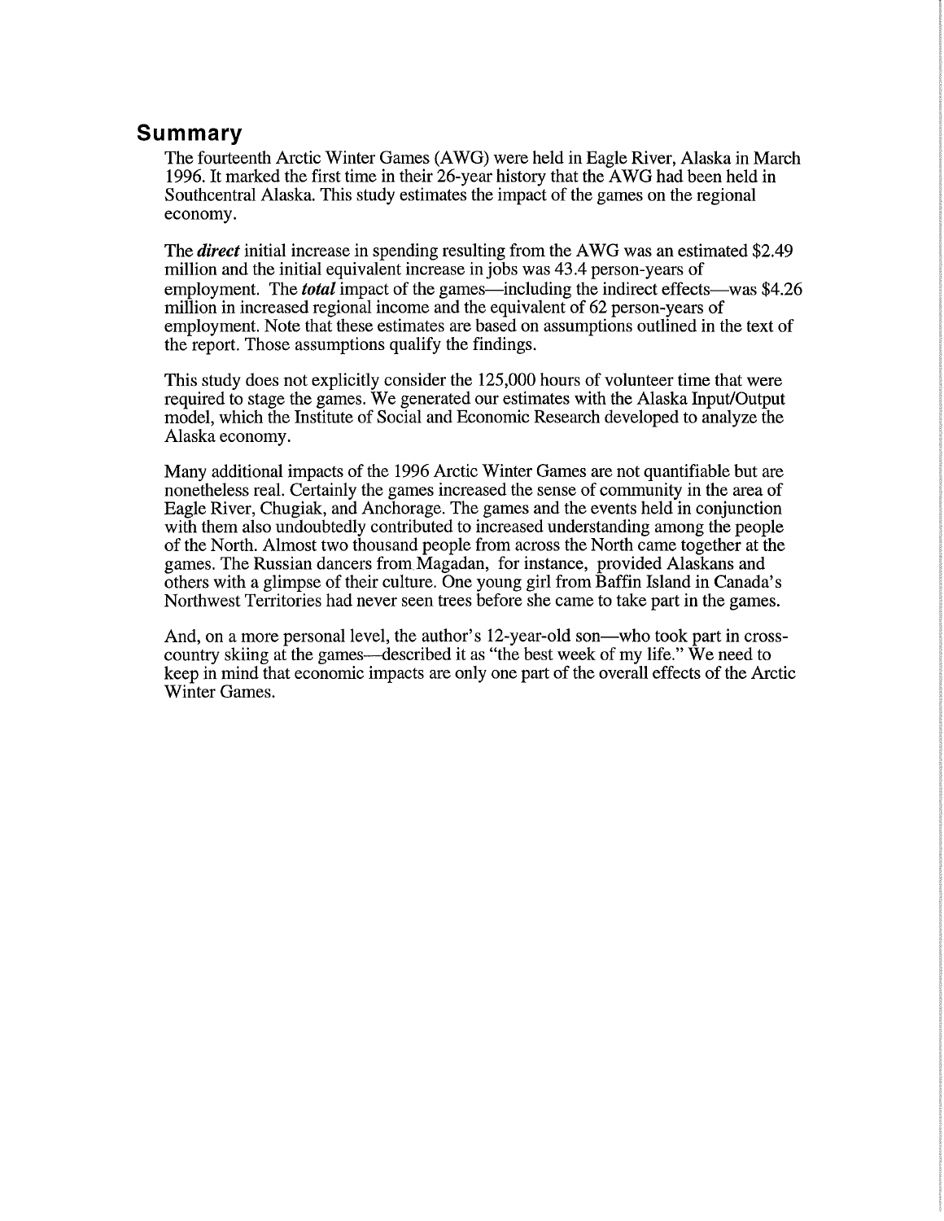## Summary

The fourteenth Arctic Winter Games (AWG) were held in Eagle River, Alaska in March 1996. It marked the first time in their 26-year history that the AWG had been held in Southcentral Alaska. This study estimates the impact of the games on the regional economy.

The ***direct*** initial increase in spending resulting from the AWG was an estimated $2.49 million and the initial equivalent increase in jobs was 43.4 person-years of employment. The ***total*** impact of the games—including the indirect effects—was $4.26 million in increased regional income and the equivalent of 62 person-years of employment. Note that these estimates are based on assumptions outlined in the text of the report. Those assumptions qualify the findings.

This study does not explicitly consider the 125,000 hours of volunteer time that were required to stage the games. We generated our estimates with the Alaska Input/Output model, which the Institute of Social and Economic Research developed to analyze the Alaska economy.

Many additional impacts of the 1996 Arctic Winter Games are not quantifiable but are nonetheless real. Certainly the games increased the sense of community in the area of Eagle River, Chugiak, and Anchorage. The games and the events held in conjunction with them also undoubtedly contributed to increased understanding among the people of the North. Almost two thousand people from across the North came together at the games. The Russian dancers from Magadan, for instance, provided Alaskans and others with a glimpse of their culture. One young girl from Baffin Island in Canada's Northwest Territories had never seen trees before she came to take part in the games.

And, on a more personal level, the author's 12-year-old son—who took part in cross-country skiing at the games—described it as "the best week of my life." We need to keep in mind that economic impacts are only one part of the overall effects of the Arctic Winter Games.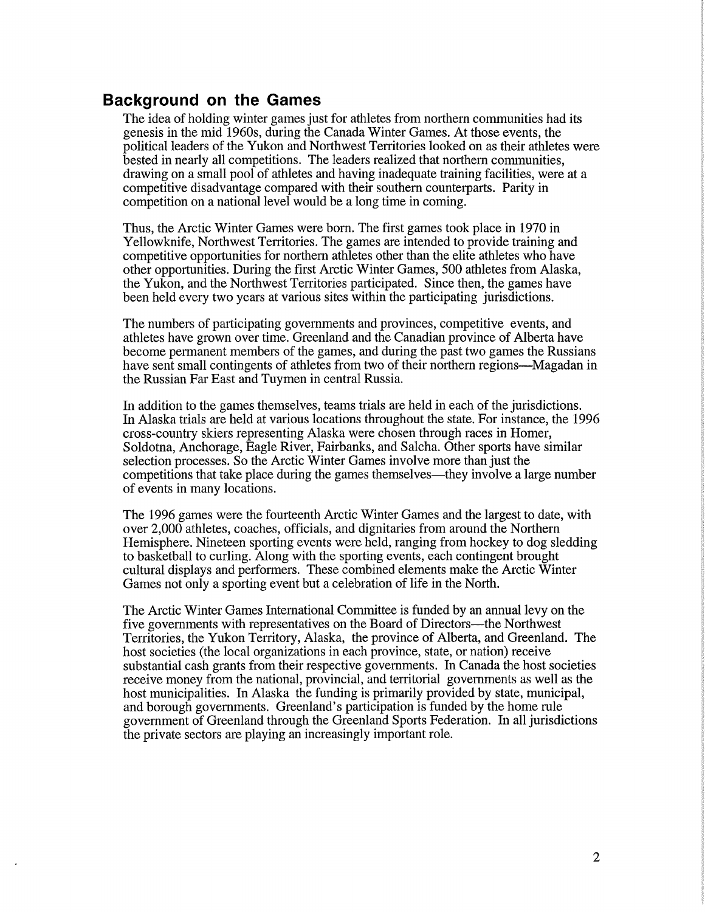## Background on the Games

The idea of holding winter games just for athletes from northern communities had its genesis in the mid 1960s, during the Canada Winter Games. At those events, the political leaders of the Yukon and Northwest Territories looked on as their athletes were bested in nearly all competitions. The leaders realized that northern communities, drawing on a small pool of athletes and having inadequate training facilities, were at a competitive disadvantage compared with their southern counterparts. Parity in competition on a national level would be a long time in coming.

Thus, the Arctic Winter Games were born. The first games took place in 1970 in Yellowknife, Northwest Territories. The games are intended to provide training and competitive opportunities for northern athletes other than the elite athletes who have other opportunities. During the first Arctic Winter Games, 500 athletes from Alaska, the Yukon, and the Northwest Territories participated. Since then, the games have been held every two years at various sites within the participating jurisdictions.

The numbers of participating governments and provinces, competitive events, and athletes have grown over time. Greenland and the Canadian province of Alberta have become permanent members of the games, and during the past two games the Russians have sent small contingents of athletes from two of their northern regions—Magadan in the Russian Far East and Tuymen in central Russia.

In addition to the games themselves, teams trials are held in each of the jurisdictions. In Alaska trials are held at various locations throughout the state. For instance, the 1996 cross-country skiers representing Alaska were chosen through races in Homer, Soldotna, Anchorage, Eagle River, Fairbanks, and Salcha. Other sports have similar selection processes. So the Arctic Winter Games involve more than just the competitions that take place during the games themselves—they involve a large number of events in many locations.

The 1996 games were the fourteenth Arctic Winter Games and the largest to date, with over 2,000 athletes, coaches, officials, and dignitaries from around the Northern Hemisphere. Nineteen sporting events were held, ranging from hockey to dog sledding to basketball to curling. Along with the sporting events, each contingent brought cultural displays and performers. These combined elements make the Arctic Winter Games not only a sporting event but a celebration of life in the North.

The Arctic Winter Games International Committee is funded by an annual levy on the five governments with representatives on the Board of Directors—the Northwest Territories, the Yukon Territory, Alaska, the province of Alberta, and Greenland. The host societies (the local organizations in each province, state, or nation) receive substantial cash grants from their respective governments. In Canada the host societies receive money from the national, provincial, and territorial governments as well as the host municipalities. In Alaska the funding is primarily provided by state, municipal, and borough governments. Greenland's participation is funded by the home rule government of Greenland through the Greenland Sports Federation. In all jurisdictions the private sectors are playing an increasingly important role.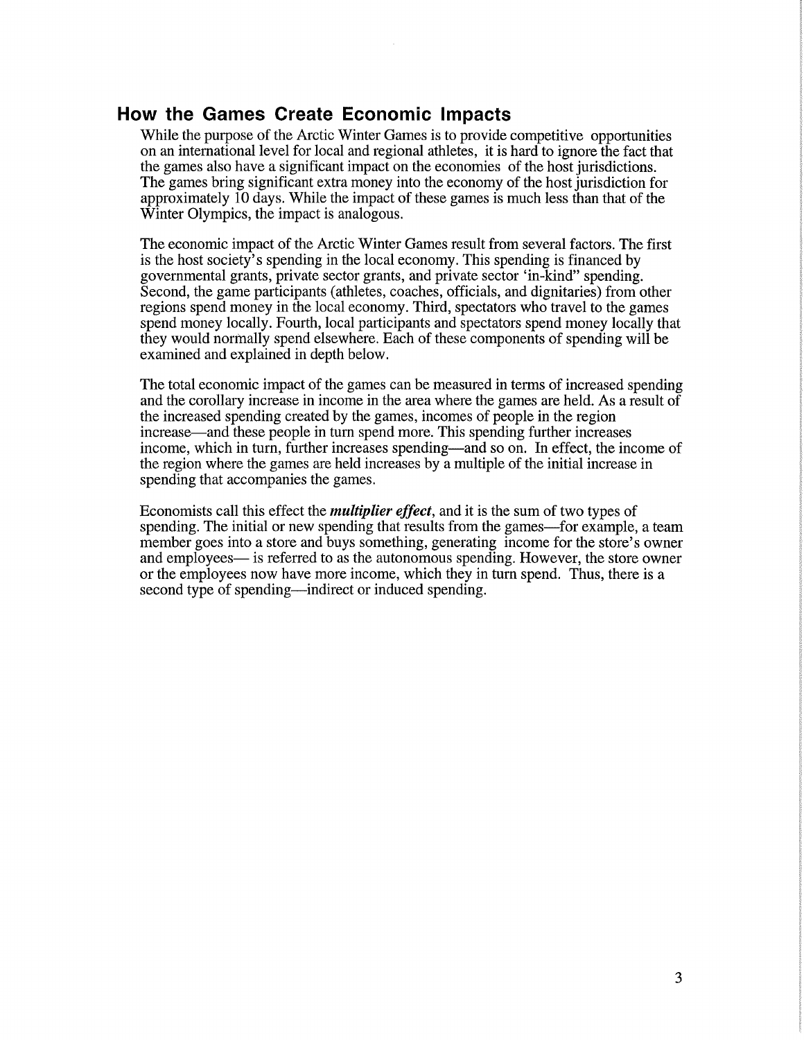## How the Games Create Economic Impacts

While the purpose of the Arctic Winter Games is to provide competitive opportunities on an international level for local and regional athletes, it is hard to ignore the fact that the games also have a significant impact on the economies of the host jurisdictions. The games bring significant extra money into the economy of the host jurisdiction for approximately 10 days. While the impact of these games is much less than that of the Winter Olympics, the impact is analogous.

The economic impact of the Arctic Winter Games result from several factors. The first is the host society's spending in the local economy. This spending is financed by governmental grants, private sector grants, and private sector 'in-kind" spending. Second, the game participants (athletes, coaches, officials, and dignitaries) from other regions spend money in the local economy. Third, spectators who travel to the games spend money locally. Fourth, local participants and spectators spend money locally that they would normally spend elsewhere. Each of these components of spending will be examined and explained in depth below.

The total economic impact of the games can be measured in terms of increased spending and the corollary increase in income in the area where the games are held. As a result of the increased spending created by the games, incomes of people in the region increase—and these people in turn spend more. This spending further increases income, which in turn, further increases spending—and so on. In effect, the income of the region where the games are held increases by a multiple of the initial increase in spending that accompanies the games.

Economists call this effect the ***multiplier effect***, and it is the sum of two types of spending. The initial or new spending that results from the games—for example, a team member goes into a store and buys something, generating income for the store's owner and employees— is referred to as the autonomous spending. However, the store owner or the employees now have more income, which they in turn spend. Thus, there is a second type of spending—indirect or induced spending.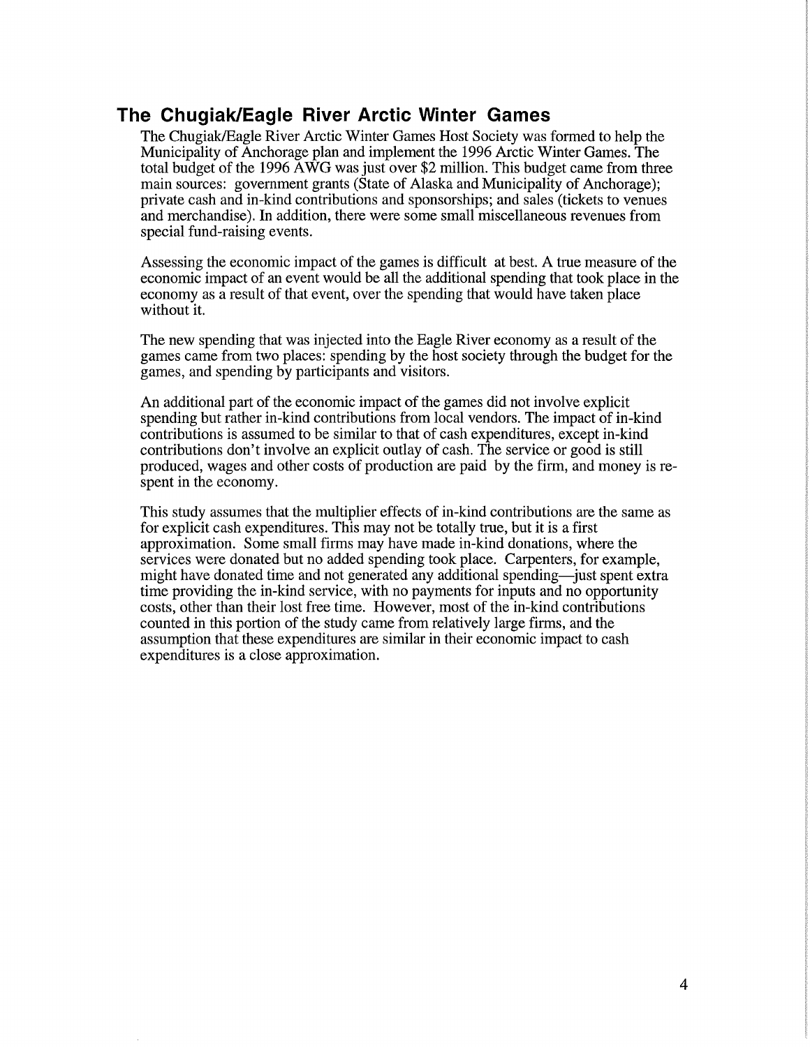## The Chugiak/Eagle River Arctic Winter Games

The Chugiak/Eagle River Arctic Winter Games Host Society was formed to help the Municipality of Anchorage plan and implement the 1996 Arctic Winter Games. The total budget of the 1996 AWG was just over $2 million. This budget came from three main sources: government grants (State of Alaska and Municipality of Anchorage); private cash and in-kind contributions and sponsorships; and sales (tickets to venues and merchandise). In addition, there were some small miscellaneous revenues from special fund-raising events.

Assessing the economic impact of the games is difficult at best. A true measure of the economic impact of an event would be all the additional spending that took place in the economy as a result of that event, over the spending that would have taken place without it.

The new spending that was injected into the Eagle River economy as a result of the games came from two places: spending by the host society through the budget for the games, and spending by participants and visitors.

An additional part of the economic impact of the games did not involve explicit spending but rather in-kind contributions from local vendors. The impact of in-kind contributions is assumed to be similar to that of cash expenditures, except in-kind contributions don't involve an explicit outlay of cash. The service or good is still produced, wages and other costs of production are paid by the firm, and money is re-spent in the economy.

This study assumes that the multiplier effects of in-kind contributions are the same as for explicit cash expenditures. This may not be totally true, but it is a first approximation. Some small firms may have made in-kind donations, where the services were donated but no added spending took place. Carpenters, for example, might have donated time and not generated any additional spending—just spent extra time providing the in-kind service, with no payments for inputs and no opportunity costs, other than their lost free time. However, most of the in-kind contributions counted in this portion of the study came from relatively large firms, and the assumption that these expenditures are similar in their economic impact to cash expenditures is a close approximation.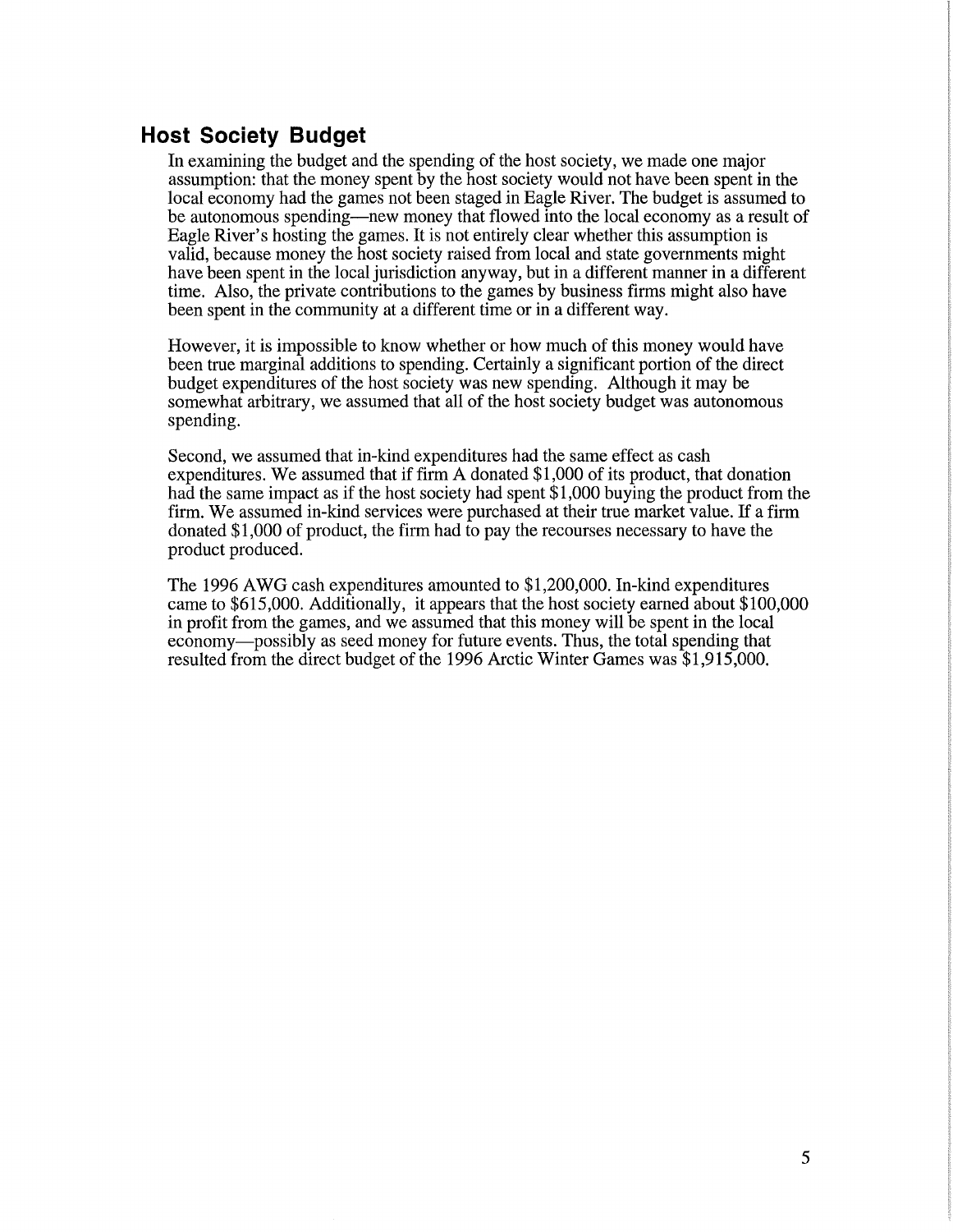## Host Society Budget

In examining the budget and the spending of the host society, we made one major assumption: that the money spent by the host society would not have been spent in the local economy had the games not been staged in Eagle River. The budget is assumed to be autonomous spending—new money that flowed into the local economy as a result of Eagle River's hosting the games. It is not entirely clear whether this assumption is valid, because money the host society raised from local and state governments might have been spent in the local jurisdiction anyway, but in a different manner in a different time. Also, the private contributions to the games by business firms might also have been spent in the community at a different time or in a different way.

However, it is impossible to know whether or how much of this money would have been true marginal additions to spending. Certainly a significant portion of the direct budget expenditures of the host society was new spending. Although it may be somewhat arbitrary, we assumed that all of the host society budget was autonomous spending.

Second, we assumed that in-kind expenditures had the same effect as cash expenditures. We assumed that if firm A donated $1,000 of its product, that donation had the same impact as if the host society had spent $1,000 buying the product from the firm. We assumed in-kind services were purchased at their true market value. If a firm donated $1,000 of product, the firm had to pay the recourses necessary to have the product produced.

The 1996 AWG cash expenditures amounted to $1,200,000. In-kind expenditures came to $615,000. Additionally, it appears that the host society earned about $100,000 in profit from the games, and we assumed that this money will be spent in the local economy—possibly as seed money for future events. Thus, the total spending that resulted from the direct budget of the 1996 Arctic Winter Games was $1,915,000.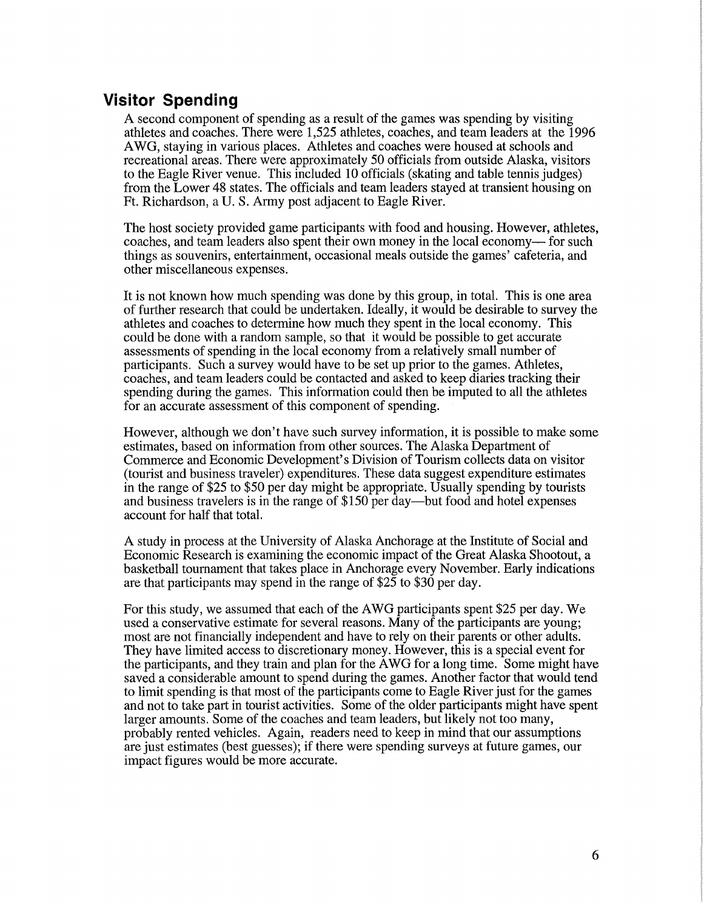## Visitor Spending

A second component of spending as a result of the games was spending by visiting athletes and coaches. There were 1,525 athletes, coaches, and team leaders at the 1996 AWG, staying in various places. Athletes and coaches were housed at schools and recreational areas. There were approximately 50 officials from outside Alaska, visitors to the Eagle River venue. This included 10 officials (skating and table tennis judges) from the Lower 48 states. The officials and team leaders stayed at transient housing on Ft. Richardson, a U. S. Army post adjacent to Eagle River.

The host society provided game participants with food and housing. However, athletes, coaches, and team leaders also spent their own money in the local economy— for such things as souvenirs, entertainment, occasional meals outside the games' cafeteria, and other miscellaneous expenses.

It is not known how much spending was done by this group, in total. This is one area of further research that could be undertaken. Ideally, it would be desirable to survey the athletes and coaches to determine how much they spent in the local economy. This could be done with a random sample, so that it would be possible to get accurate assessments of spending in the local economy from a relatively small number of participants. Such a survey would have to be set up prior to the games. Athletes, coaches, and team leaders could be contacted and asked to keep diaries tracking their spending during the games. This information could then be imputed to all the athletes for an accurate assessment of this component of spending.

However, although we don't have such survey information, it is possible to make some estimates, based on information from other sources. The Alaska Department of Commerce and Economic Development's Division of Tourism collects data on visitor (tourist and business traveler) expenditures. These data suggest expenditure estimates in the range of $25 to $50 per day might be appropriate. Usually spending by tourists and business travelers is in the range of $150 per day—but food and hotel expenses account for half that total.

A study in process at the University of Alaska Anchorage at the Institute of Social and Economic Research is examining the economic impact of the Great Alaska Shootout, a basketball tournament that takes place in Anchorage every November. Early indications are that participants may spend in the range of $25 to $30 per day.

For this study, we assumed that each of the AWG participants spent $25 per day. We used a conservative estimate for several reasons. Many of the participants are young; most are not financially independent and have to rely on their parents or other adults. They have limited access to discretionary money. However, this is a special event for the participants, and they train and plan for the AWG for a long time. Some might have saved a considerable amount to spend during the games. Another factor that would tend to limit spending is that most of the participants come to Eagle River just for the games and not to take part in tourist activities. Some of the older participants might have spent larger amounts. Some of the coaches and team leaders, but likely not too many, probably rented vehicles. Again, readers need to keep in mind that our assumptions are just estimates (best guesses); if there were spending surveys at future games, our impact figures would be more accurate.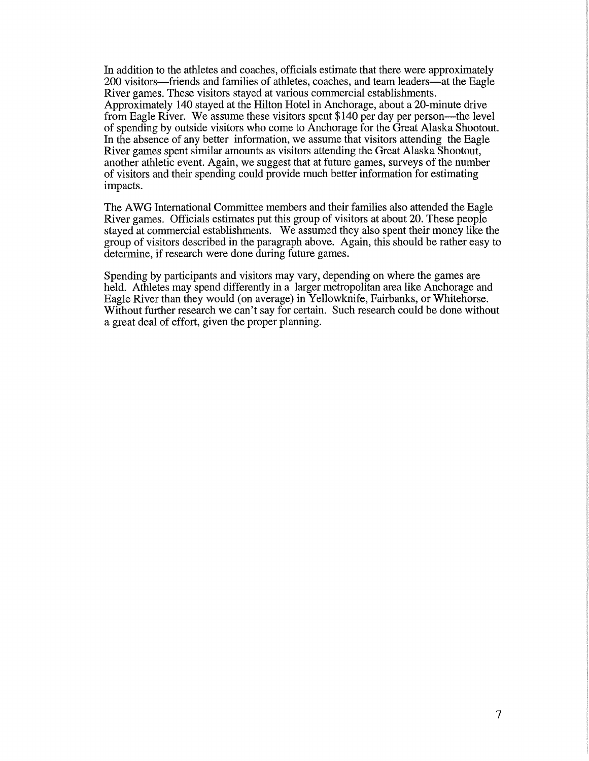In addition to the athletes and coaches, officials estimate that there were approximately 200 visitors—friends and families of athletes, coaches, and team leaders—at the Eagle River games. These visitors stayed at various commercial establishments. Approximately 140 stayed at the Hilton Hotel in Anchorage, about a 20-minute drive from Eagle River. We assume these visitors spent $140 per day per person—the level of spending by outside visitors who come to Anchorage for the Great Alaska Shootout. In the absence of any better information, we assume that visitors attending the Eagle River games spent similar amounts as visitors attending the Great Alaska Shootout, another athletic event. Again, we suggest that at future games, surveys of the number of visitors and their spending could provide much better information for estimating impacts.

The AWG International Committee members and their families also attended the Eagle River games. Officials estimates put this group of visitors at about 20. These people stayed at commercial establishments. We assumed they also spent their money like the group of visitors described in the paragraph above. Again, this should be rather easy to determine, if research were done during future games.

Spending by participants and visitors may vary, depending on where the games are held. Athletes may spend differently in a larger metropolitan area like Anchorage and Eagle River than they would (on average) in Yellowknife, Fairbanks, or Whitehorse. Without further research we can't say for certain. Such research could be done without a great deal of effort, given the proper planning.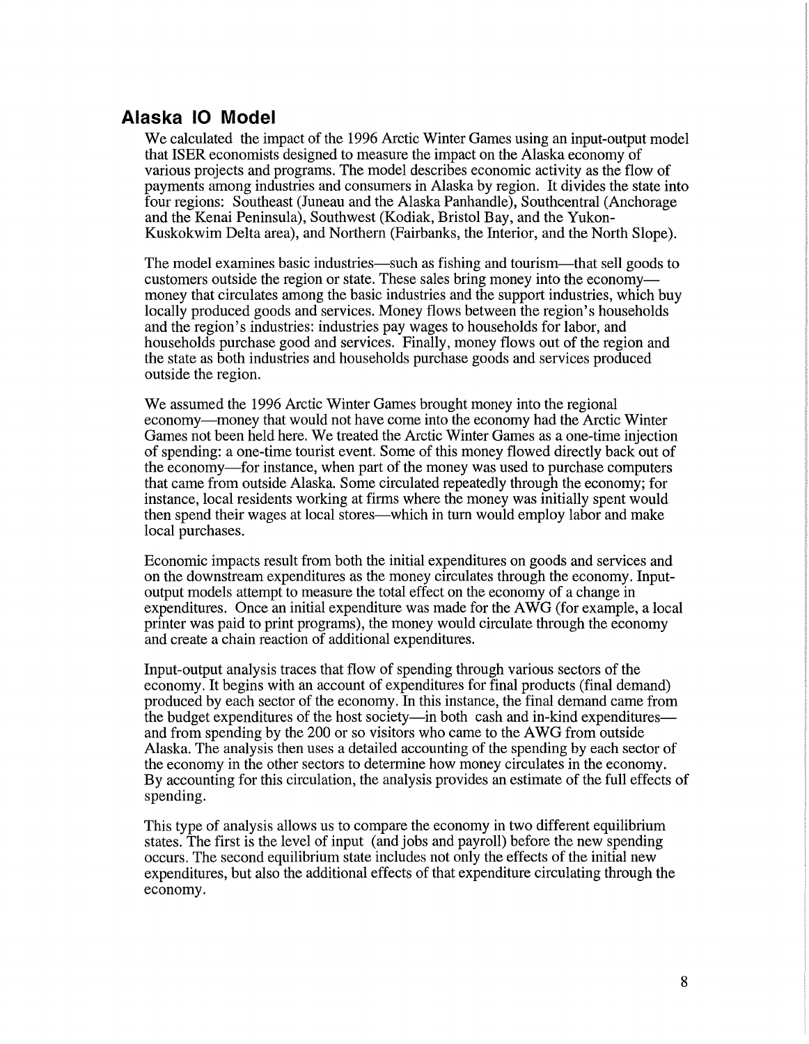## Alaska IO Model

We calculated the impact of the 1996 Arctic Winter Games using an input-output model that ISER economists designed to measure the impact on the Alaska economy of various projects and programs. The model describes economic activity as the flow of payments among industries and consumers in Alaska by region. It divides the state into four regions: Southeast (Juneau and the Alaska Panhandle), Southcentral (Anchorage and the Kenai Peninsula), Southwest (Kodiak, Bristol Bay, and the Yukon-Kuskokwim Delta area), and Northern (Fairbanks, the Interior, and the North Slope).

The model examines basic industries—such as fishing and tourism—that sell goods to customers outside the region or state. These sales bring money into the economy—money that circulates among the basic industries and the support industries, which buy locally produced goods and services. Money flows between the region's households and the region's industries: industries pay wages to households for labor, and households purchase good and services. Finally, money flows out of the region and the state as both industries and households purchase goods and services produced outside the region.

We assumed the 1996 Arctic Winter Games brought money into the regional economy—money that would not have come into the economy had the Arctic Winter Games not been held here. We treated the Arctic Winter Games as a one-time injection of spending: a one-time tourist event. Some of this money flowed directly back out of the economy—for instance, when part of the money was used to purchase computers that came from outside Alaska. Some circulated repeatedly through the economy; for instance, local residents working at firms where the money was initially spent would then spend their wages at local stores—which in turn would employ labor and make local purchases.

Economic impacts result from both the initial expenditures on goods and services and on the downstream expenditures as the money circulates through the economy. Input-output models attempt to measure the total effect on the economy of a change in expenditures. Once an initial expenditure was made for the AWG (for example, a local printer was paid to print programs), the money would circulate through the economy and create a chain reaction of additional expenditures.

Input-output analysis traces that flow of spending through various sectors of the economy. It begins with an account of expenditures for final products (final demand) produced by each sector of the economy. In this instance, the final demand came from the budget expenditures of the host society—in both cash and in-kind expenditures—and from spending by the 200 or so visitors who came to the AWG from outside Alaska. The analysis then uses a detailed accounting of the spending by each sector of the economy in the other sectors to determine how money circulates in the economy. By accounting for this circulation, the analysis provides an estimate of the full effects of spending.

This type of analysis allows us to compare the economy in two different equilibrium states. The first is the level of input (and jobs and payroll) before the new spending occurs. The second equilibrium state includes not only the effects of the initial new expenditures, but also the additional effects of that expenditure circulating through the economy.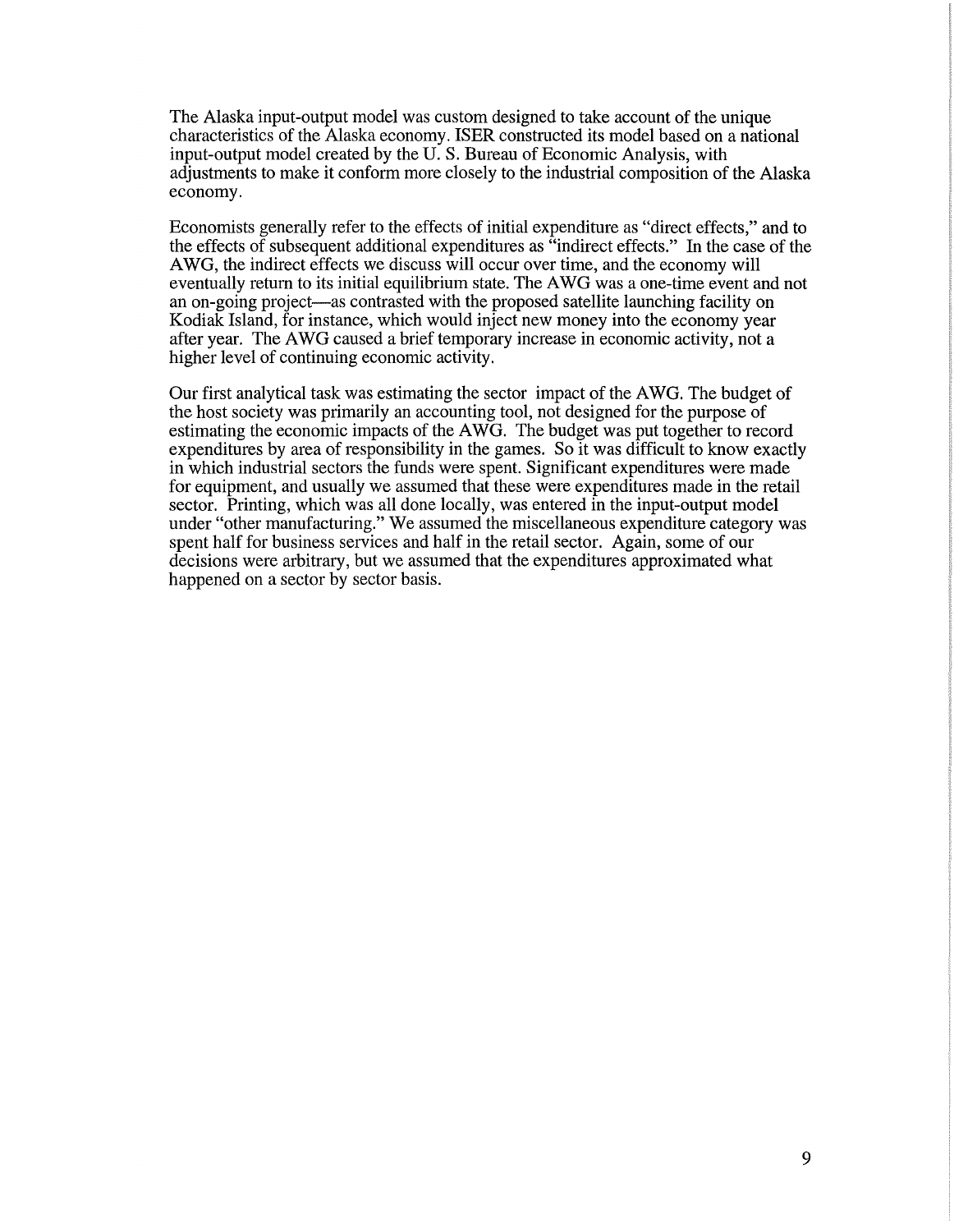The Alaska input-output model was custom designed to take account of the unique characteristics of the Alaska economy. ISER constructed its model based on a national input-output model created by the U. S. Bureau of Economic Analysis, with adjustments to make it conform more closely to the industrial composition of the Alaska economy.

Economists generally refer to the effects of initial expenditure as "direct effects," and to the effects of subsequent additional expenditures as "indirect effects." In the case of the AWG, the indirect effects we discuss will occur over time, and the economy will eventually return to its initial equilibrium state. The AWG was a one-time event and not an on-going project—as contrasted with the proposed satellite launching facility on Kodiak Island, for instance, which would inject new money into the economy year after year. The AWG caused a brief temporary increase in economic activity, not a higher level of continuing economic activity.

Our first analytical task was estimating the sector impact of the AWG. The budget of the host society was primarily an accounting tool, not designed for the purpose of estimating the economic impacts of the AWG. The budget was put together to record expenditures by area of responsibility in the games. So it was difficult to know exactly in which industrial sectors the funds were spent. Significant expenditures were made for equipment, and usually we assumed that these were expenditures made in the retail sector. Printing, which was all done locally, was entered in the input-output model under "other manufacturing." We assumed the miscellaneous expenditure category was spent half for business services and half in the retail sector. Again, some of our decisions were arbitrary, but we assumed that the expenditures approximated what happened on a sector by sector basis.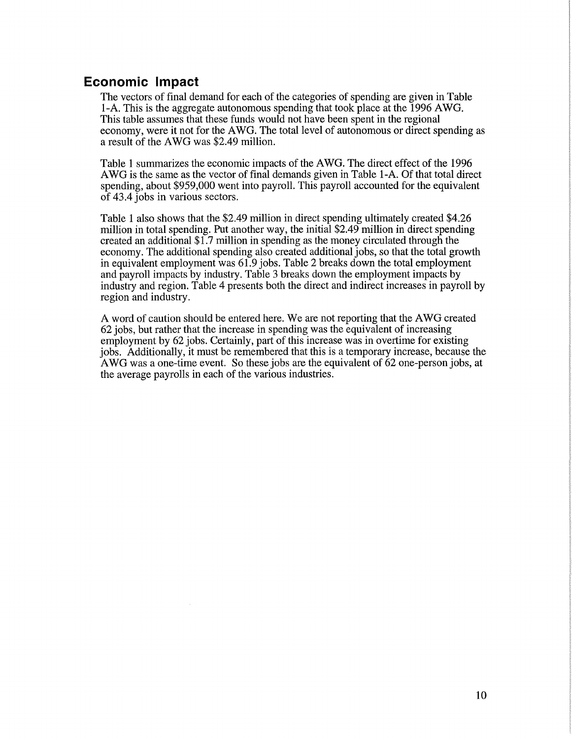## Economic Impact

The vectors of final demand for each of the categories of spending are given in Table 1-A. This is the aggregate autonomous spending that took place at the 1996 AWG. This table assumes that these funds would not have been spent in the regional economy, were it not for the AWG. The total level of autonomous or direct spending as a result of the AWG was $2.49 million.

Table 1 summarizes the economic impacts of the AWG. The direct effect of the 1996 AWG is the same as the vector of final demands given in Table 1-A. Of that total direct spending, about $959,000 went into payroll. This payroll accounted for the equivalent of 43.4 jobs in various sectors.

Table 1 also shows that the $2.49 million in direct spending ultimately created $4.26 million in total spending. Put another way, the initial $2.49 million in direct spending created an additional $1.7 million in spending as the money circulated through the economy. The additional spending also created additional jobs, so that the total growth in equivalent employment was 61.9 jobs. Table 2 breaks down the total employment and payroll impacts by industry. Table 3 breaks down the employment impacts by industry and region. Table 4 presents both the direct and indirect increases in payroll by region and industry.

A word of caution should be entered here. We are not reporting that the AWG created 62 jobs, but rather that the increase in spending was the equivalent of increasing employment by 62 jobs. Certainly, part of this increase was in overtime for existing jobs. Additionally, it must be remembered that this is a temporary increase, because the AWG was a one-time event. So these jobs are the equivalent of 62 one-person jobs, at the average payrolls in each of the various industries.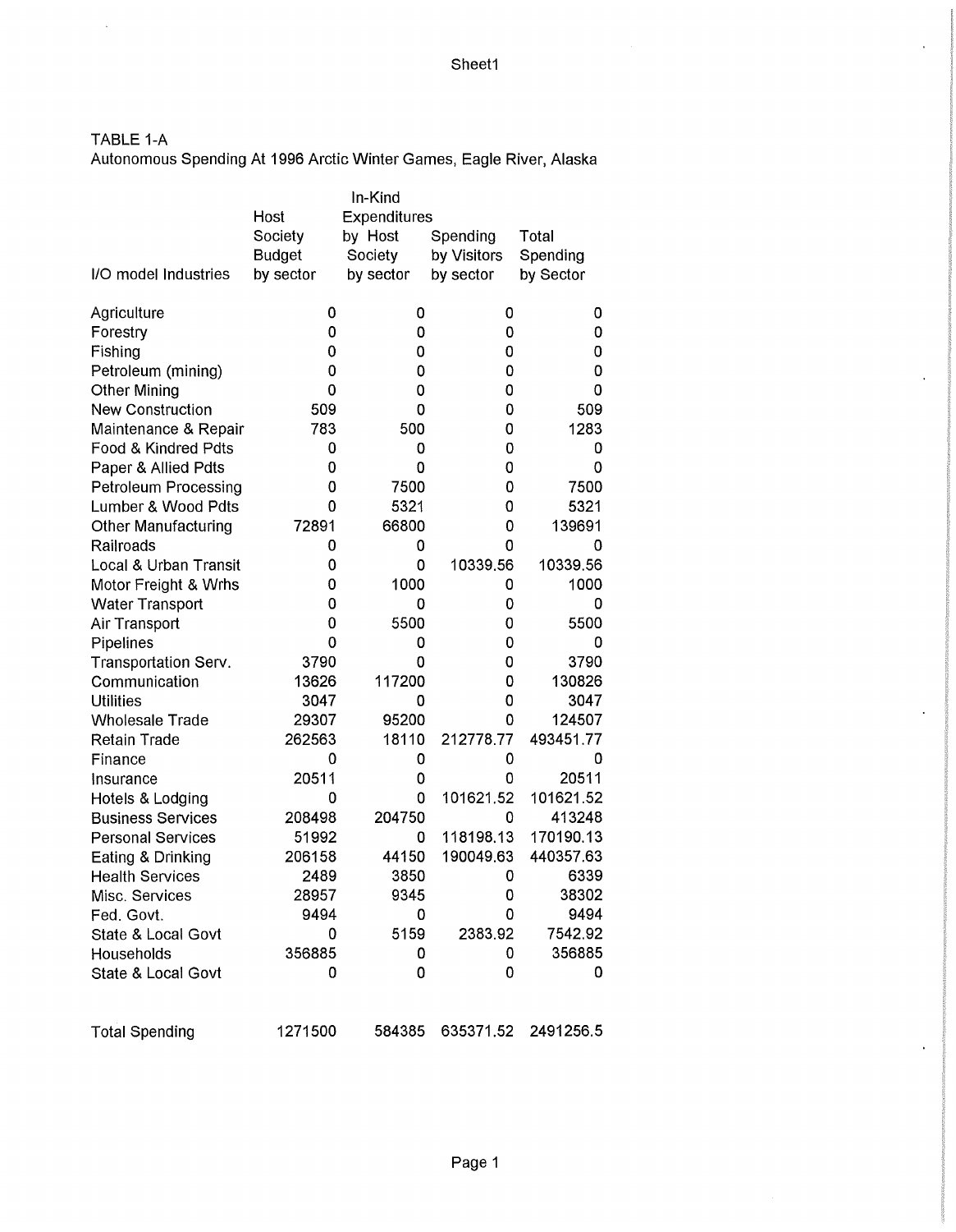TABLE 1-A
Autonomous Spending At 1996 Arctic Winter Games, Eagle River, Alaska

| I/O model Industries | Host Society Budget by sector | In-Kind Expenditures by Host Society by sector | Spending by Visitors by sector | Total Spending by Sector |
|---|---|---|---|---|
| Agriculture | 0 | 0 | 0 | 0 |
| Forestry | 0 | 0 | 0 | 0 |
| Fishing | 0 | 0 | 0 | 0 |
| Petroleum (mining) | 0 | 0 | 0 | 0 |
| Other Mining | 0 | 0 | 0 | 0 |
| New Construction | 509 | 0 | 0 | 509 |
| Maintenance & Repair | 783 | 500 | 0 | 1283 |
| Food & Kindred Pdts | 0 | 0 | 0 | 0 |
| Paper & Allied Pdts | 0 | 0 | 0 | 0 |
| Petroleum Processing | 0 | 7500 | 0 | 7500 |
| Lumber & Wood Pdts | 0 | 5321 | 0 | 5321 |
| Other Manufacturing | 72891 | 66800 | 0 | 139691 |
| Railroads | 0 | 0 | 0 | 0 |
| Local & Urban Transit | 0 | 0 | 10339.56 | 10339.56 |
| Motor Freight & Wrhs | 0 | 1000 | 0 | 1000 |
| Water Transport | 0 | 0 | 0 | 0 |
| Air Transport | 0 | 5500 | 0 | 5500 |
| Pipelines | 0 | 0 | 0 | 0 |
| Transportation Serv. | 3790 | 0 | 0 | 3790 |
| Communication | 13626 | 117200 | 0 | 130826 |
| Utilities | 3047 | 0 | 0 | 3047 |
| Wholesale Trade | 29307 | 95200 | 0 | 124507 |
| Retain Trade | 262563 | 18110 | 212778.77 | 493451.77 |
| Finance | 0 | 0 | 0 | 0 |
| Insurance | 20511 | 0 | 0 | 20511 |
| Hotels & Lodging | 0 | 0 | 101621.52 | 101621.52 |
| Business Services | 208498 | 204750 | 0 | 413248 |
| Personal Services | 51992 | 0 | 118198.13 | 170190.13 |
| Eating & Drinking | 206158 | 44150 | 190049.63 | 440357.63 |
| Health Services | 2489 | 3850 | 0 | 6339 |
| Misc. Services | 28957 | 9345 | 0 | 38302 |
| Fed. Govt. | 9494 | 0 | 0 | 9494 |
| State & Local Govt | 0 | 5159 | 2383.92 | 7542.92 |
| Households | 356885 | 0 | 0 | 356885 |
| State & Local Govt | 0 | 0 | 0 | 0 |
| Total Spending | 1271500 | 584385 | 635371.52 | 2491256.5 |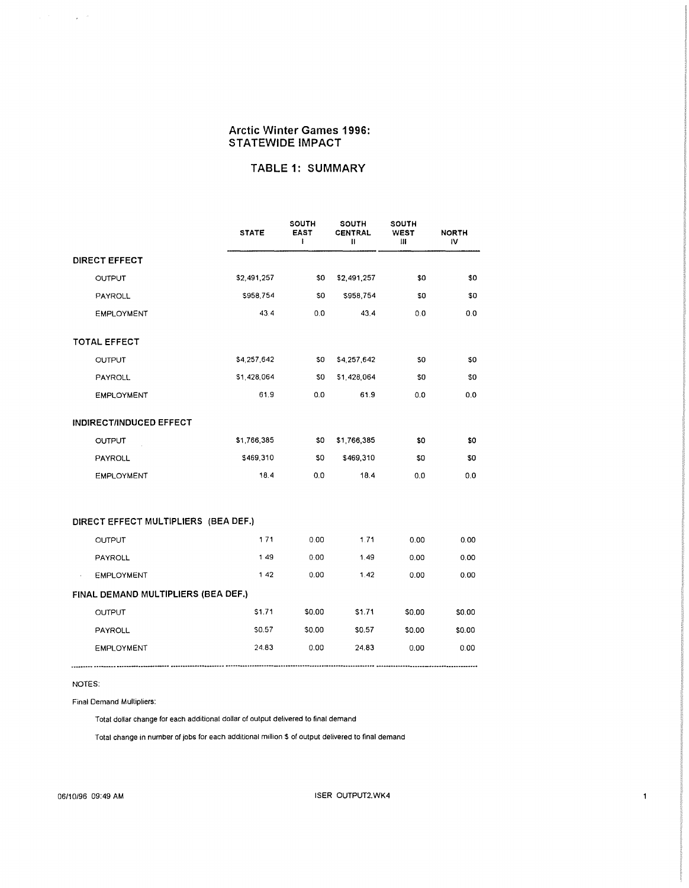# Arctic Winter Games 1996: STATEWIDE IMPACT

## TABLE 1: SUMMARY

| | STATE | SOUTH EAST I | SOUTH CENTRAL II | SOUTH WEST III | NORTH IV |
|---|---|---|---|---|---|
| **DIRECT EFFECT** | | | | | |
| OUTPUT | $2,491,257 | $0 | $2,491,257 | $0 | $0 |
| PAYROLL | $958,754 | $0 | $958,754 | $0 | $0 |
| EMPLOYMENT | 43.4 | 0.0 | 43.4 | 0.0 | 0.0 |
| **TOTAL EFFECT** | | | | | |
| OUTPUT | $4,257,642 | $0 | $4,257,642 | $0 | $0 |
| PAYROLL | $1,428,064 | $0 | $1,428,064 | $0 | $0 |
| EMPLOYMENT | 61.9 | 0.0 | 61.9 | 0.0 | 0.0 |
| **INDIRECT/INDUCED EFFECT** | | | | | |
| OUTPUT | $1,766,385 | $0 | $1,766,385 | $0 | $0 |
| PAYROLL | $469,310 | $0 | $469,310 | $0 | $0 |
| EMPLOYMENT | 18.4 | 0.0 | 18.4 | 0.0 | 0.0 |
| **DIRECT EFFECT MULTIPLIERS (BEA DEF.)** | | | | | |
| OUTPUT | 1.71 | 0.00 | 1.71 | 0.00 | 0.00 |
| PAYROLL | 1.49 | 0.00 | 1.49 | 0.00 | 0.00 |
| EMPLOYMENT | 1.42 | 0.00 | 1.42 | 0.00 | 0.00 |
| **FINAL DEMAND MULTIPLIERS (BEA DEF.)** | | | | | |
| OUTPUT | $1.71 | $0.00 | $1.71 | $0.00 | $0.00 |
| PAYROLL | $0.57 | $0.00 | $0.57 | $0.00 | $0.00 |
| EMPLOYMENT | 24.83 | 0.00 | 24.83 | 0.00 | 0.00 |

NOTES:

Final Demand Multipliers:

Total dollar change for each additional dollar of output delivered to final demand

Total change in number of jobs for each additional million $ of output delivered to final demand

06/10/96 09:49 AM ISER OUTPUT2.WK4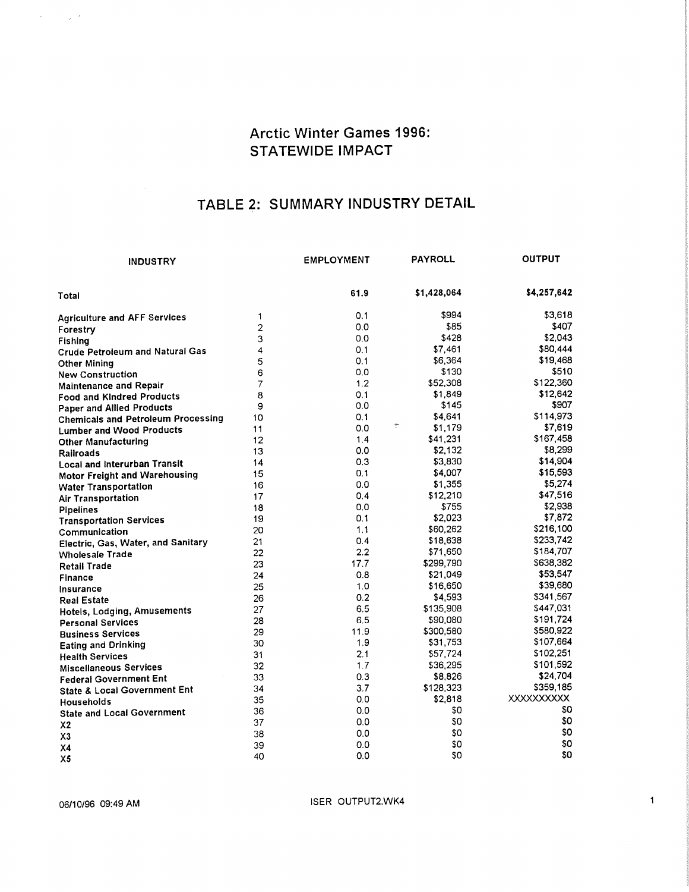# Arctic Winter Games 1996: STATEWIDE IMPACT

## TABLE 2: SUMMARY INDUSTRY DETAIL

| INDUSTRY | | EMPLOYMENT | PAYROLL | OUTPUT |
|---|---|---|---|---|
| Total | | 61.9 | $1,428,064 | $4,257,642 |
| Agriculture and AFF Services | 1 | 0.1 | $994 | $3,618 |
| Forestry | 2 | 0.0 | $85 | $407 |
| Fishing | 3 | 0.0 | $428 | $2,043 |
| Crude Petroleum and Natural Gas | 4 | 0.1 | $7,461 | $80,444 |
| Other Mining | 5 | 0.1 | $6,364 | $19,468 |
| New Construction | 6 | 0.0 | $130 | $510 |
| Maintenance and Repair | 7 | 1.2 | $52,308 | $122,360 |
| Food and Kindred Products | 8 | 0.1 | $1,849 | $12,642 |
| Paper and Allied Products | 9 | 0.0 | $145 | $907 |
| Chemicals and Petroleum Processing | 10 | 0.1 | $4,641 | $114,973 |
| Lumber and Wood Products | 11 | 0.0 | $1,179 | $7,619 |
| Other Manufacturing | 12 | 1.4 | $41,231 | $167,458 |
| Railroads | 13 | 0.0 | $2,132 | $8,299 |
| Local and Interurban Transit | 14 | 0.3 | $3,830 | $14,904 |
| Motor Freight and Warehousing | 15 | 0.1 | $4,007 | $15,593 |
| Water Transportation | 16 | 0.0 | $1,355 | $5,274 |
| Air Transportation | 17 | 0.4 | $12,210 | $47,516 |
| Pipelines | 18 | 0.0 | $755 | $2,938 |
| Transportation Services | 19 | 0.1 | $2,023 | $7,872 |
| Communication | 20 | 1.1 | $60,262 | $216,100 |
| Electric, Gas, Water, and Sanitary | 21 | 0.4 | $18,638 | $233,742 |
| Wholesale Trade | 22 | 2.2 | $71,650 | $184,707 |
| Retail Trade | 23 | 17.7 | $299,790 | $638,382 |
| Finance | 24 | 0.8 | $21,049 | $53,547 |
| Insurance | 25 | 1.0 | $16,650 | $39,680 |
| Real Estate | 26 | 0.2 | $4,593 | $341,567 |
| Hotels, Lodging, Amusements | 27 | 6.5 | $135,908 | $447,031 |
| Personal Services | 28 | 6.5 | $90,080 | $191,724 |
| Business Services | 29 | 11.9 | $300,580 | $580,922 |
| Eating and Drinking | 30 | 1.9 | $31,753 | $107,664 |
| Health Services | 31 | 2.1 | $57,724 | $102,251 |
| Miscellaneous Services | 32 | 1.7 | $36,295 | $101,592 |
| Federal Government Ent | 33 | 0.3 | $8,826 | $24,704 |
| State & Local Government Ent | 34 | 3.7 | $128,323 | $359,185 |
| Households | 35 | 0.0 | $2,818 | XXXXXXXXXX |
| State and Local Government | 36 | 0.0 | $0 | $0 |
| X2 | 37 | 0.0 | $0 | $0 |
| X3 | 38 | 0.0 | $0 | $0 |
| X4 | 39 | 0.0 | $0 | $0 |
| X5 | 40 | 0.0 | $0 | $0 |

06/10/96 09:49 AM ISER OUTPUT2.WK4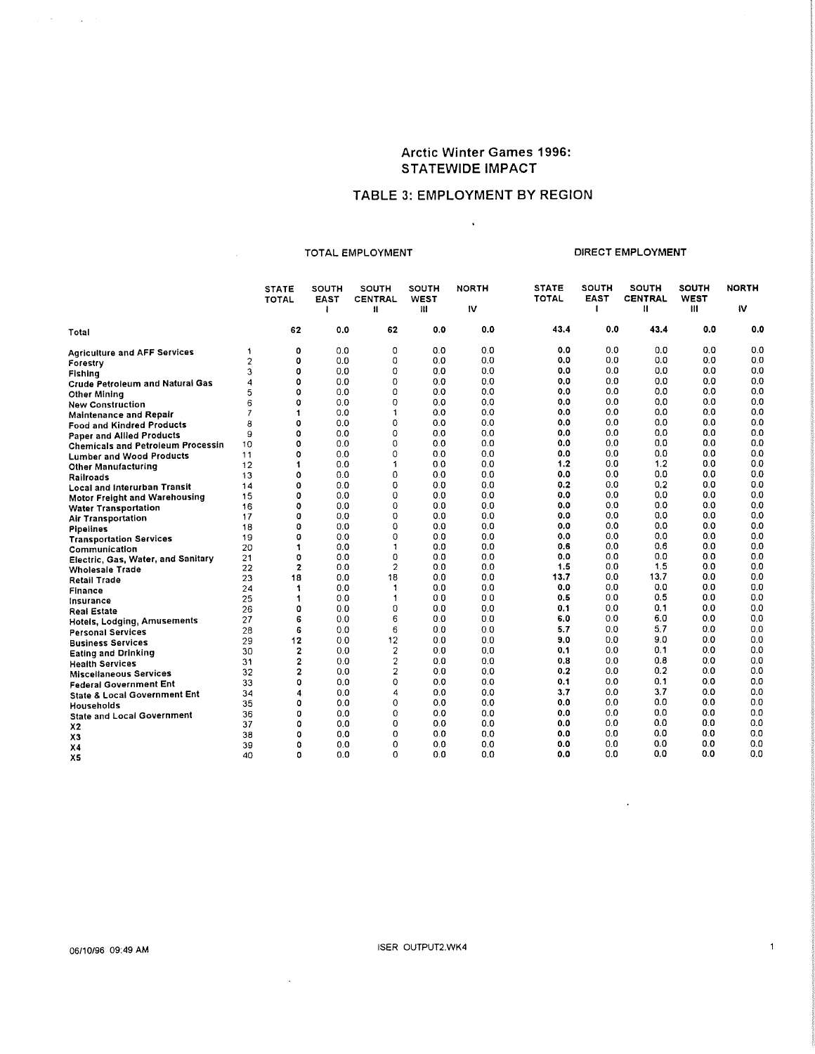# Arctic Winter Games 1996: STATEWIDE IMPACT

## TABLE 3: EMPLOYMENT BY REGION

| | | TOTAL EMPLOYMENT | | | | | DIRECT EMPLOYMENT | | | | |
|---|---|---|---|---|---|---|---|---|---|---|---|
| | | STATE TOTAL | SOUTH EAST I | SOUTH CENTRAL II | SOUTH WEST III | NORTH IV | STATE TOTAL | SOUTH EAST I | SOUTH CENTRAL II | SOUTH WEST III | NORTH IV |
| **Total** | | **62** | **0.0** | **62** | **0.0** | **0.0** | **43.4** | **0.0** | **43.4** | **0.0** | **0.0** |
| **Agriculture and AFF Services** | 1 | **0** | 0.0 | 0 | 0.0 | 0.0 | **0.0** | 0.0 | 0.0 | 0.0 | 0.0 |
| **Forestry** | 2 | **0** | 0.0 | 0 | 0.0 | 0.0 | **0.0** | 0.0 | 0.0 | 0.0 | 0.0 |
| **Fishing** | 3 | **0** | 0.0 | 0 | 0.0 | 0.0 | **0.0** | 0.0 | 0.0 | 0.0 | 0.0 |
| **Crude Petroleum and Natural Gas** | 4 | **0** | 0.0 | 0 | 0.0 | 0.0 | **0.0** | 0.0 | 0.0 | 0.0 | 0.0 |
| **Other Mining** | 5 | **0** | 0.0 | 0 | 0.0 | 0.0 | **0.0** | 0.0 | 0.0 | 0.0 | 0.0 |
| **New Construction** | 6 | **0** | 0.0 | 0 | 0.0 | 0.0 | **0.0** | 0.0 | 0.0 | 0.0 | 0.0 |
| **Maintenance and Repair** | 7 | **1** | 0.0 | 1 | 0.0 | 0.0 | **0.0** | 0.0 | 0.0 | 0.0 | 0.0 |
| **Food and Kindred Products** | 8 | **0** | 0.0 | 0 | 0.0 | 0.0 | **0.0** | 0.0 | 0.0 | 0.0 | 0.0 |
| **Paper and Allied Products** | 9 | **0** | 0.0 | 0 | 0.0 | 0.0 | **0.0** | 0.0 | 0.0 | 0.0 | 0.0 |
| **Chemicals and Petroleum Processin** | 10 | **0** | 0.0 | 0 | 0.0 | 0.0 | **0.0** | 0.0 | 0.0 | 0.0 | 0.0 |
| **Lumber and Wood Products** | 11 | **0** | 0.0 | 0 | 0.0 | 0.0 | **0.0** | 0.0 | 0.0 | 0.0 | 0.0 |
| **Other Manufacturing** | 12 | **1** | 0.0 | 1 | 0.0 | 0.0 | **1.2** | 0.0 | 1.2 | 0.0 | 0.0 |
| **Railroads** | 13 | **0** | 0.0 | 0 | 0.0 | 0.0 | **0.0** | 0.0 | 0.0 | 0.0 | 0.0 |
| **Local and Interurban Transit** | 14 | **0** | 0.0 | 0 | 0.0 | 0.0 | **0.2** | 0.0 | 0.2 | 0.0 | 0.0 |
| **Motor Freight and Warehousing** | 15 | **0** | 0.0 | 0 | 0.0 | 0.0 | **0.0** | 0.0 | 0.0 | 0.0 | 0.0 |
| **Water Transportation** | 16 | **0** | 0.0 | 0 | 0.0 | 0.0 | **0.0** | 0.0 | 0.0 | 0.0 | 0.0 |
| **Air Transportation** | 17 | **0** | 0.0 | 0 | 0.0 | 0.0 | **0.0** | 0.0 | 0.0 | 0.0 | 0.0 |
| **Pipelines** | 18 | **0** | 0.0 | 0 | 0.0 | 0.0 | **0.0** | 0.0 | 0.0 | 0.0 | 0.0 |
| **Transportation Services** | 19 | **0** | 0.0 | 0 | 0.0 | 0.0 | **0.0** | 0.0 | 0.0 | 0.0 | 0.0 |
| **Communication** | 20 | **1** | 0.0 | 1 | 0.0 | 0.0 | **0.6** | 0.0 | 0.6 | 0.0 | 0.0 |
| **Electric, Gas, Water, and Sanitary** | 21 | **0** | 0.0 | 0 | 0.0 | 0.0 | **0.0** | 0.0 | 0.0 | 0.0 | 0.0 |
| **Wholesale Trade** | 22 | **2** | 0.0 | 2 | 0.0 | 0.0 | **1.5** | 0.0 | 1.5 | 0.0 | 0.0 |
| **Retail Trade** | 23 | **18** | 0.0 | 18 | 0.0 | 0.0 | **13.7** | 0.0 | 13.7 | 0.0 | 0.0 |
| **Finance** | 24 | **1** | 0.0 | 1 | 0.0 | 0.0 | **0.0** | 0.0 | 0.0 | 0.0 | 0.0 |
| **Insurance** | 25 | **1** | 0.0 | 1 | 0.0 | 0.0 | **0.5** | 0.0 | 0.5 | 0.0 | 0.0 |
| **Real Estate** | 26 | **0** | 0.0 | 0 | 0.0 | 0.0 | **0.1** | 0.0 | 0.1 | 0.0 | 0.0 |
| **Hotels, Lodging, Amusements** | 27 | **6** | 0.0 | 6 | 0.0 | 0.0 | **6.0** | 0.0 | 6.0 | 0.0 | 0.0 |
| **Personal Services** | 28 | **6** | 0.0 | 6 | 0.0 | 0.0 | **5.7** | 0.0 | 5.7 | 0.0 | 0.0 |
| **Business Services** | 29 | **12** | 0.0 | 12 | 0.0 | 0.0 | **9.0** | 0.0 | 9.0 | 0.0 | 0.0 |
| **Eating and Drinking** | 30 | **2** | 0.0 | 2 | 0.0 | 0.0 | **0.1** | 0.0 | 0.1 | 0.0 | 0.0 |
| **Health Services** | 31 | **2** | 0.0 | 2 | 0.0 | 0.0 | **0.8** | 0.0 | 0.8 | 0.0 | 0.0 |
| **Miscellaneous Services** | 32 | **2** | 0.0 | 2 | 0.0 | 0.0 | **0.2** | 0.0 | 0.2 | 0.0 | 0.0 |
| **Federal Government Ent** | 33 | **0** | 0.0 | 0 | 0.0 | 0.0 | **0.1** | 0.0 | 0.1 | 0.0 | 0.0 |
| **State & Local Government Ent** | 34 | **4** | 0.0 | 4 | 0.0 | 0.0 | **3.7** | 0.0 | 3.7 | 0.0 | 0.0 |
| **Households** | 35 | **0** | 0.0 | 0 | 0.0 | 0.0 | **0.0** | 0.0 | 0.0 | 0.0 | 0.0 |
| **State and Local Government** | 36 | **0** | 0.0 | 0 | 0.0 | 0.0 | **0.0** | 0.0 | 0.0 | 0.0 | 0.0 |
| **X2** | 37 | **0** | 0.0 | 0 | 0.0 | 0.0 | **0.0** | 0.0 | 0.0 | 0.0 | 0.0 |
| **X3** | 38 | **0** | 0.0 | 0 | 0.0 | 0.0 | **0.0** | 0.0 | 0.0 | 0.0 | 0.0 |
| **X4** | 39 | **0** | 0.0 | 0 | 0.0 | 0.0 | **0.0** | 0.0 | 0.0 | 0.0 | 0.0 |
| **X5** | 40 | **0** | 0.0 | 0 | 0.0 | 0.0 | **0.0** | 0.0 | 0.0 | 0.0 | 0.0 |

06/10/96 09:49 AM ISER OUTPUT2.WK4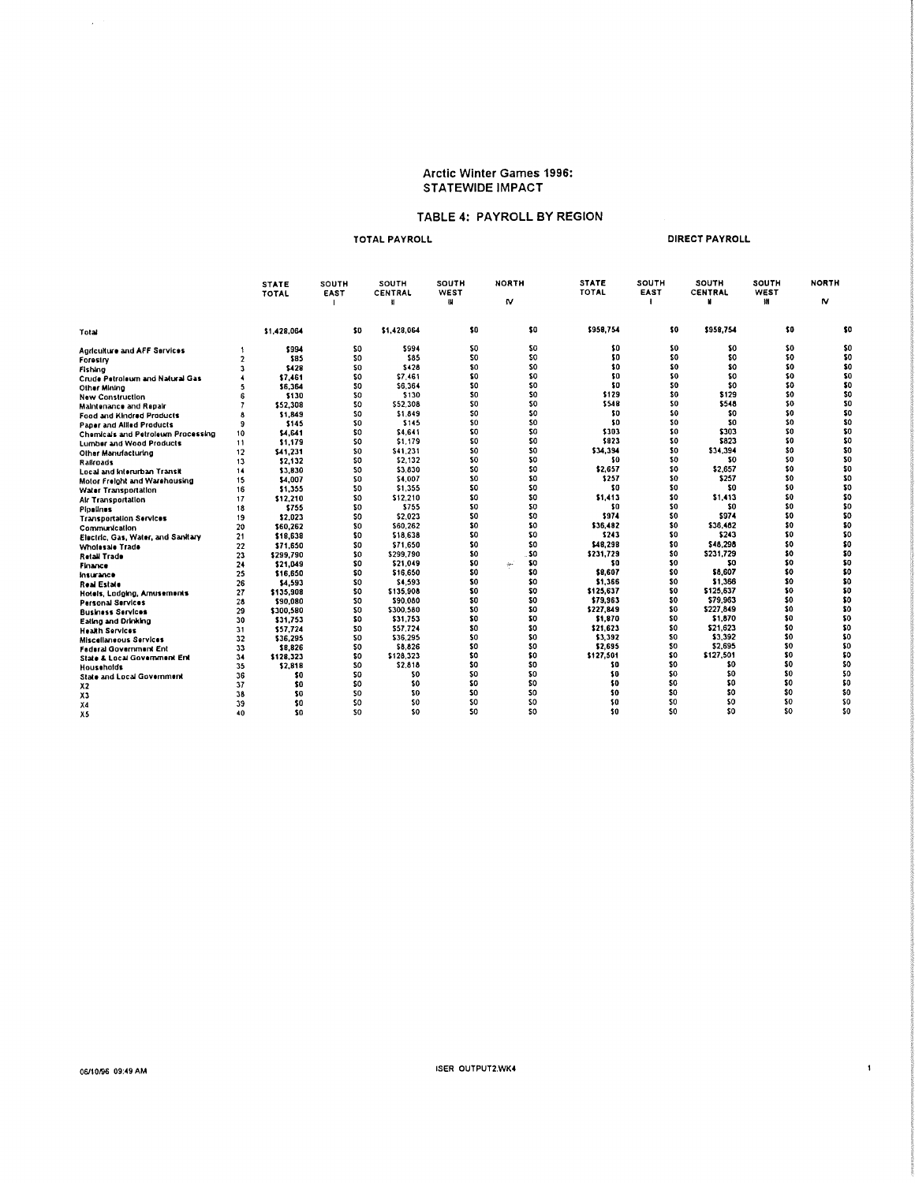# Arctic Winter Games 1996: STATEWIDE IMPACT

## TABLE 4: PAYROLL BY REGION

| | | TOTAL PAYROLL | | | | | DIRECT PAYROLL | | | | |
|---|---|---|---|---|---|---|---|---|---|---|---|
| | | STATE TOTAL | SOUTH EAST I | SOUTH CENTRAL II | SOUTH WEST III | NORTH IV | STATE TOTAL | SOUTH EAST I | SOUTH CENTRAL II | SOUTH WEST III | NORTH IV |
| Total | | $1,428,064 | $0 | $1,428,064 | $0 | $0 | $958,754 | $0 | $958,754 | $0 | $0 |
| Agriculture and AFF Services | 1 | $994 | $0 | $994 | $0 | $0 | $0 | $0 | $0 | $0 | $0 |
| Forestry | 2 | $85 | $0 | $85 | $0 | $0 | $0 | $0 | $0 | $0 | $0 |
| Fishing | 3 | $428 | $0 | $428 | $0 | $0 | $0 | $0 | $0 | $0 | $0 |
| Crude Petroleum and Natural Gas | 4 | $7,461 | $0 | $7,461 | $0 | $0 | $0 | $0 | $0 | $0 | $0 |
| Other Mining | 5 | $6,364 | $0 | $6,364 | $0 | $0 | $0 | $0 | $0 | $0 | $0 |
| New Construction | 6 | $130 | $0 | $130 | $0 | $0 | $129 | $0 | $129 | $0 | $0 |
| Maintenance and Repair | 7 | $52,308 | $0 | $52,308 | $0 | $0 | $548 | $0 | $548 | $0 | $0 |
| Food and Kindred Products | 8 | $1,849 | $0 | $1,849 | $0 | $0 | $0 | $0 | $0 | $0 | $0 |
| Paper and Allied Products | 9 | $145 | $0 | $145 | $0 | $0 | $0 | $0 | $0 | $0 | $0 |
| Chemicals and Petroleum Processing | 10 | $4,641 | $0 | $4,641 | $0 | $0 | $303 | $0 | $303 | $0 | $0 |
| Lumber and Wood Products | 11 | $1,179 | $0 | $1,179 | $0 | $0 | $823 | $0 | $823 | $0 | $0 |
| Other Manufacturing | 12 | $41,231 | $0 | $41,231 | $0 | $0 | $34,394 | $0 | $34,394 | $0 | $0 |
| Railroads | 13 | $2,132 | $0 | $2,132 | $0 | $0 | $0 | $0 | $0 | $0 | $0 |
| Local and Interurban Transit | 14 | $3,830 | $0 | $3,830 | $0 | $0 | $2,657 | $0 | $2,657 | $0 | $0 |
| Motor Freight and Warehousing | 15 | $4,007 | $0 | $4,007 | $0 | $0 | $257 | $0 | $257 | $0 | $0 |
| Water Transportation | 16 | $1,355 | $0 | $1,355 | $0 | $0 | $0 | $0 | $0 | $0 | $0 |
| Air Transportation | 17 | $12,210 | $0 | $12,210 | $0 | $0 | $1,413 | $0 | $1,413 | $0 | $0 |
| Pipelines | 18 | $755 | $0 | $755 | $0 | $0 | $0 | $0 | $0 | $0 | $0 |
| Transportation Services | 19 | $2,023 | $0 | $2,023 | $0 | $0 | $974 | $0 | $974 | $0 | $0 |
| Communication | 20 | $60,262 | $0 | $60,262 | $0 | $0 | $36,482 | $0 | $36,482 | $0 | $0 |
| Electric, Gas, Water, and Sanitary | 21 | $18,638 | $0 | $18,638 | $0 | $0 | $243 | $0 | $243 | $0 | $0 |
| Wholesale Trade | 22 | $71,650 | $0 | $71,650 | $0 | $0 | $48,298 | $0 | $48,298 | $0 | $0 |
| Retail Trade | 23 | $299,790 | $0 | $299,790 | $0 | $0 | $231,729 | $0 | $231,729 | $0 | $0 |
| Finance | 24 | $21,049 | $0 | $21,049 | $0 | $0 | $0 | $0 | $0 | $0 | $0 |
| Insurance | 25 | $16,650 | $0 | $16,650 | $0 | $0 | $8,607 | $0 | $8,607 | $0 | $0 |
| Real Estate | 26 | $4,593 | $0 | $4,593 | $0 | $0 | $1,366 | $0 | $1,366 | $0 | $0 |
| Hotels, Lodging, Amusements | 27 | $135,908 | $0 | $135,908 | $0 | $0 | $125,637 | $0 | $125,637 | $0 | $0 |
| Personal Services | 28 | $90,080 | $0 | $90,080 | $0 | $0 | $79,963 | $0 | $79,963 | $0 | $0 |
| Business Services | 29 | $300,580 | $0 | $300,580 | $0 | $0 | $227,849 | $0 | $227,849 | $0 | $0 |
| Eating and Drinking | 30 | $31,753 | $0 | $31,753 | $0 | $0 | $1,870 | $0 | $1,870 | $0 | $0 |
| Health Services | 31 | $57,724 | $0 | $57,724 | $0 | $0 | $21,623 | $0 | $21,623 | $0 | $0 |
| Miscellaneous Services | 32 | $36,295 | $0 | $36,295 | $0 | $0 | $3,392 | $0 | $3,392 | $0 | $0 |
| Federal Government Ent | 33 | $8,826 | $0 | $8,826 | $0 | $0 | $2,695 | $0 | $2,695 | $0 | $0 |
| State & Local Government Ent | 34 | $128,323 | $0 | $128,323 | $0 | $0 | $127,501 | $0 | $127,501 | $0 | $0 |
| Households | 35 | $2,818 | $0 | $2,818 | $0 | $0 | $0 | $0 | $0 | $0 | $0 |
| State and Local Government | 36 | $0 | $0 | $0 | $0 | $0 | $0 | $0 | $0 | $0 | $0 |
| X2 | 37 | $0 | $0 | $0 | $0 | $0 | $0 | $0 | $0 | $0 | $0 |
| X3 | 38 | $0 | $0 | $0 | $0 | $0 | $0 | $0 | $0 | $0 | $0 |
| X4 | 39 | $0 | $0 | $0 | $0 | $0 | $0 | $0 | $0 | $0 | $0 |
| X5 | 40 | $0 | $0 | $0 | $0 | $0 | $0 | $0 | $0 | $0 | $0 |

06/10/96 09:49 AM ISER OUTPUT2.WK4